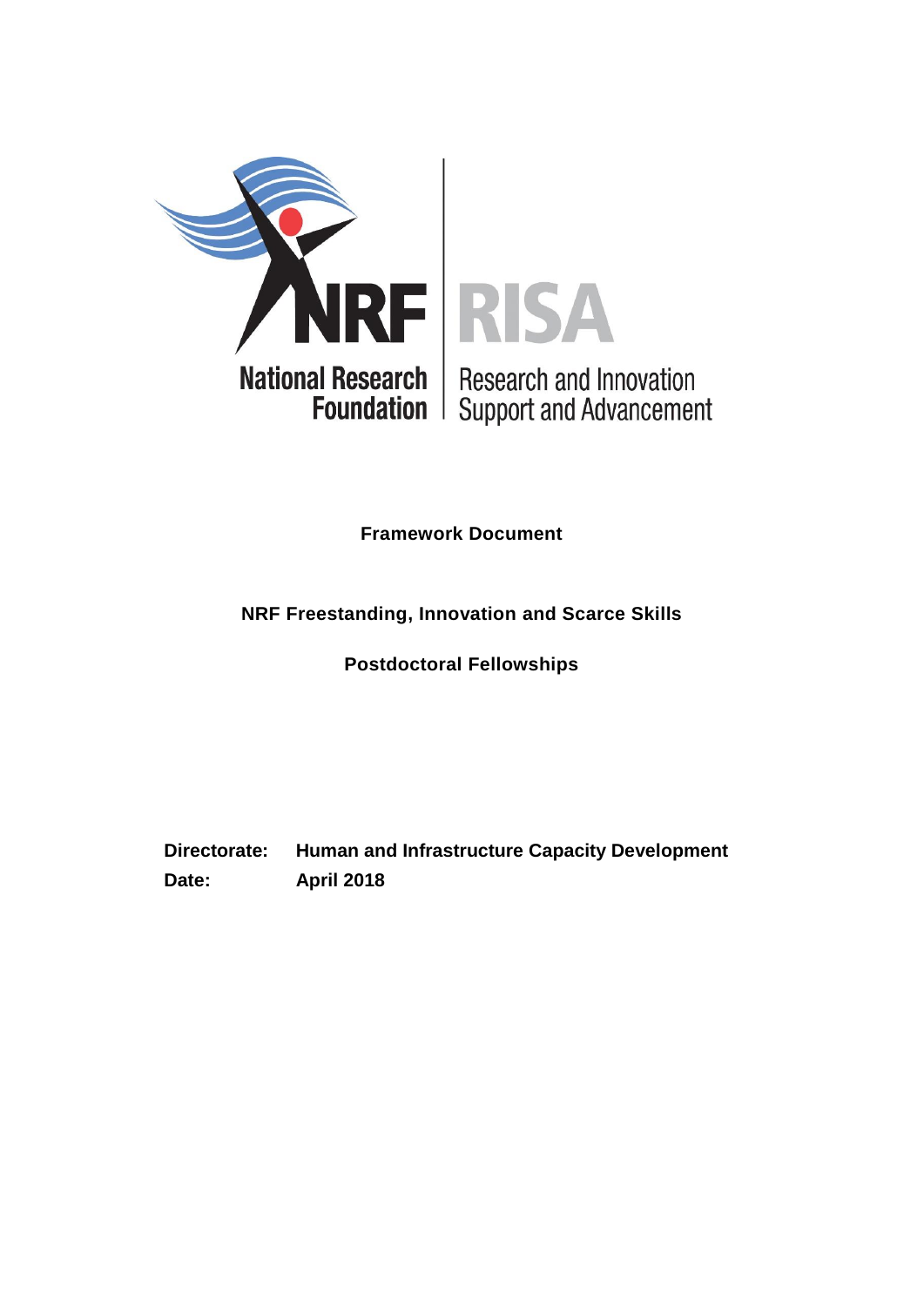**National Research Foundation** | **Research and Innovation Support and Advancement**

**Framework Document**

**NRF Freestanding, Innovation and Scarce Skills**

**Postdoctoral Fellowships**

**Directorate:** **Human and Infrastructure Capacity Development**

**Date:** **April 2018**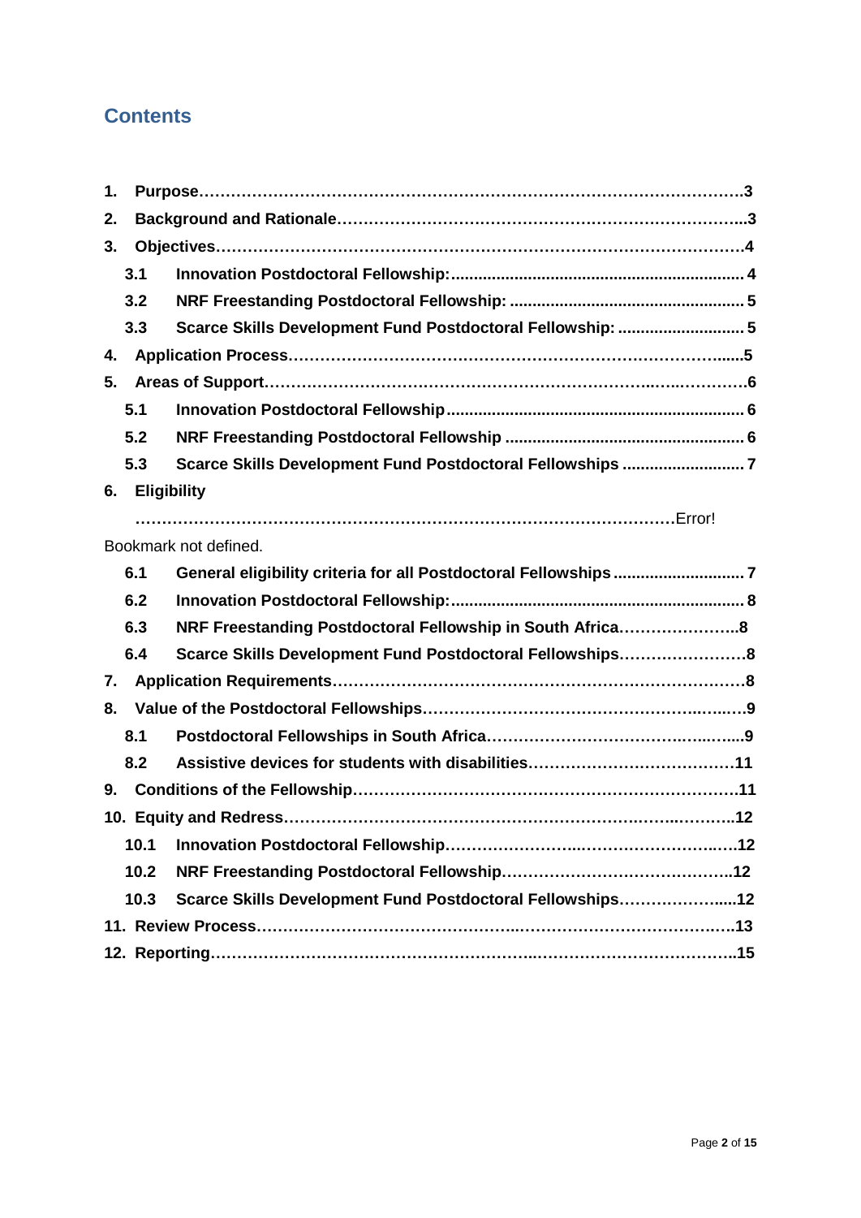## Contents

**1. Purpose……………………………………………………………………………………………3**

**2. Background and Rationale…………………………………………………………………..3**

**3. Objectives…………………………………………………………………………………………4**

**3.1 Innovation Postdoctoral Fellowship:................................................................. 4**

**3.2 NRF Freestanding Postdoctoral Fellowship: .................................................... 5**

**3.3 Scarce Skills Development Fund Postdoctoral Fellowship: ............................ 5**

**4. Application Process……………………………………………………………………......5**

**5. Areas of Support………………………………………………………………..…..…………6**

**5.1 Innovation Postdoctoral Fellowship.................................................................. 6**

**5.2 NRF Freestanding Postdoctoral Fellowship ..................................................... 6**

**5.3 Scarce Skills Development Fund Postdoctoral Fellowships ........................... 7**

**6. Eligibility**

**…………………………………………………………………………………………**Error! Bookmark not defined.

**6.1 General eligibility criteria for all Postdoctoral Fellowships ............................. 7**

**6.2 Innovation Postdoctoral Fellowship:................................................................. 8**

**6.3 NRF Freestanding Postdoctoral Fellowship in South Africa…………………..8**

**6.4 Scarce Skills Development Fund Postdoctoral Fellowships……………………8**

**7. Application Requirements…………………………………………………………………8**

**8. Value of the Postdoctoral Fellowships…………………………………………..…..…9**

**8.1 Postdoctoral Fellowships in South Africa…………………………………..…...…9**

**8.2 Assistive devices for students with disabilities…………………………………11**

**9. Conditions of the Fellowship………………………………………………………………11**

**10. Equity and Redress……………………………………………………………..…..……..12**

**10.1 Innovation Postdoctoral Fellowship…………………..……………………..…..12**

**10.2 NRF Freestanding Postdoctoral Fellowship…………………………………….12**

**10.3 Scarce Skills Development Fund Postdoctoral Fellowships……………….....12**

**11. Review Process………………………………………..……………………………….…13**

**12. Reporting…………………………………………………..……………………………..15**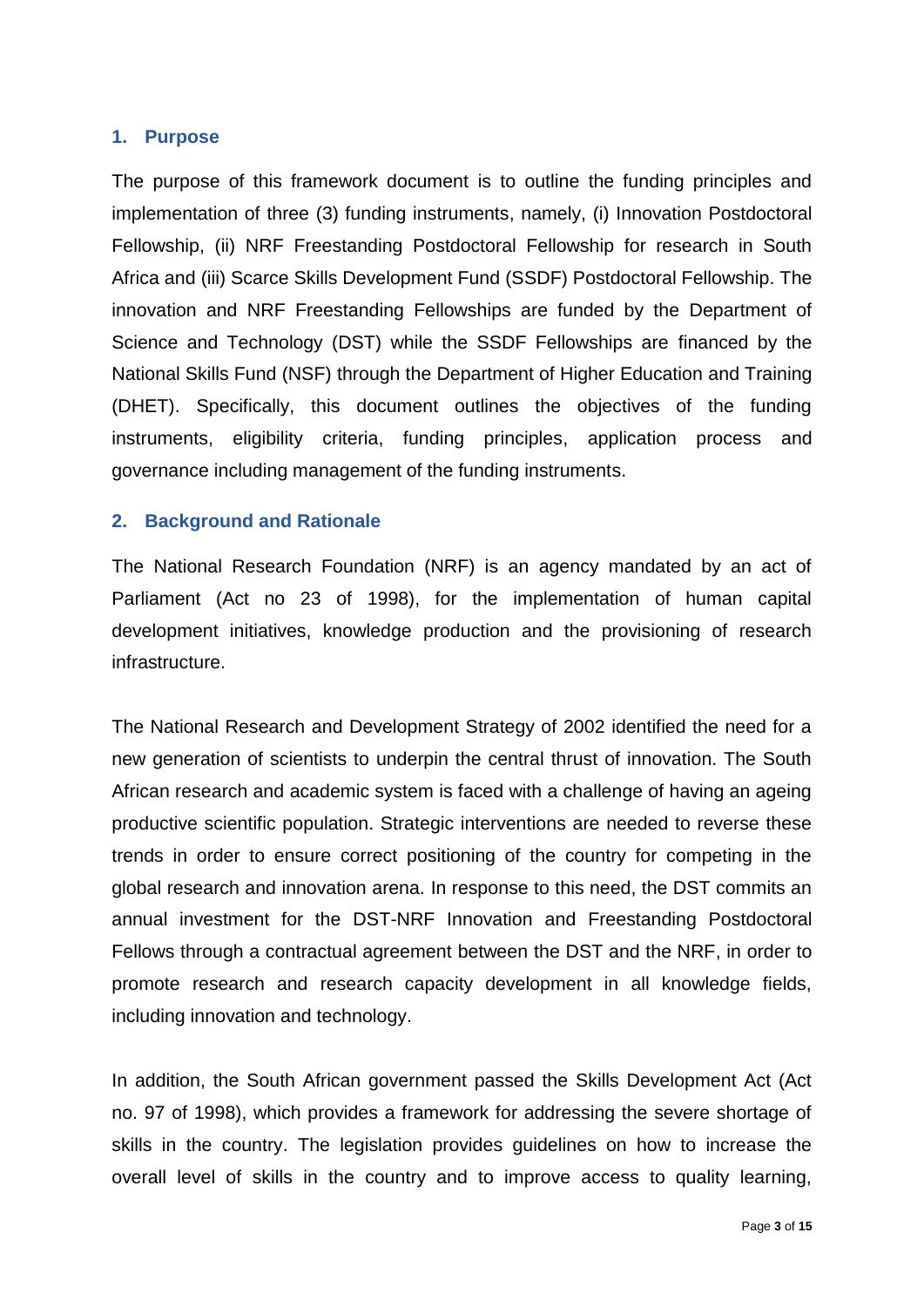## 1. Purpose

The purpose of this framework document is to outline the funding principles and implementation of three (3) funding instruments, namely, (i) Innovation Postdoctoral Fellowship, (ii) NRF Freestanding Postdoctoral Fellowship for research in South Africa and (iii) Scarce Skills Development Fund (SSDF) Postdoctoral Fellowship. The innovation and NRF Freestanding Fellowships are funded by the Department of Science and Technology (DST) while the SSDF Fellowships are financed by the National Skills Fund (NSF) through the Department of Higher Education and Training (DHET). Specifically, this document outlines the objectives of the funding instruments, eligibility criteria, funding principles, application process and governance including management of the funding instruments.

## 2. Background and Rationale

The National Research Foundation (NRF) is an agency mandated by an act of Parliament (Act no 23 of 1998), for the implementation of human capital development initiatives, knowledge production and the provisioning of research infrastructure.

The National Research and Development Strategy of 2002 identified the need for a new generation of scientists to underpin the central thrust of innovation. The South African research and academic system is faced with a challenge of having an ageing productive scientific population. Strategic interventions are needed to reverse these trends in order to ensure correct positioning of the country for competing in the global research and innovation arena. In response to this need, the DST commits an annual investment for the DST-NRF Innovation and Freestanding Postdoctoral Fellows through a contractual agreement between the DST and the NRF, in order to promote research and research capacity development in all knowledge fields, including innovation and technology.

In addition, the South African government passed the Skills Development Act (Act no. 97 of 1998), which provides a framework for addressing the severe shortage of skills in the country. The legislation provides guidelines on how to increase the overall level of skills in the country and to improve access to quality learning,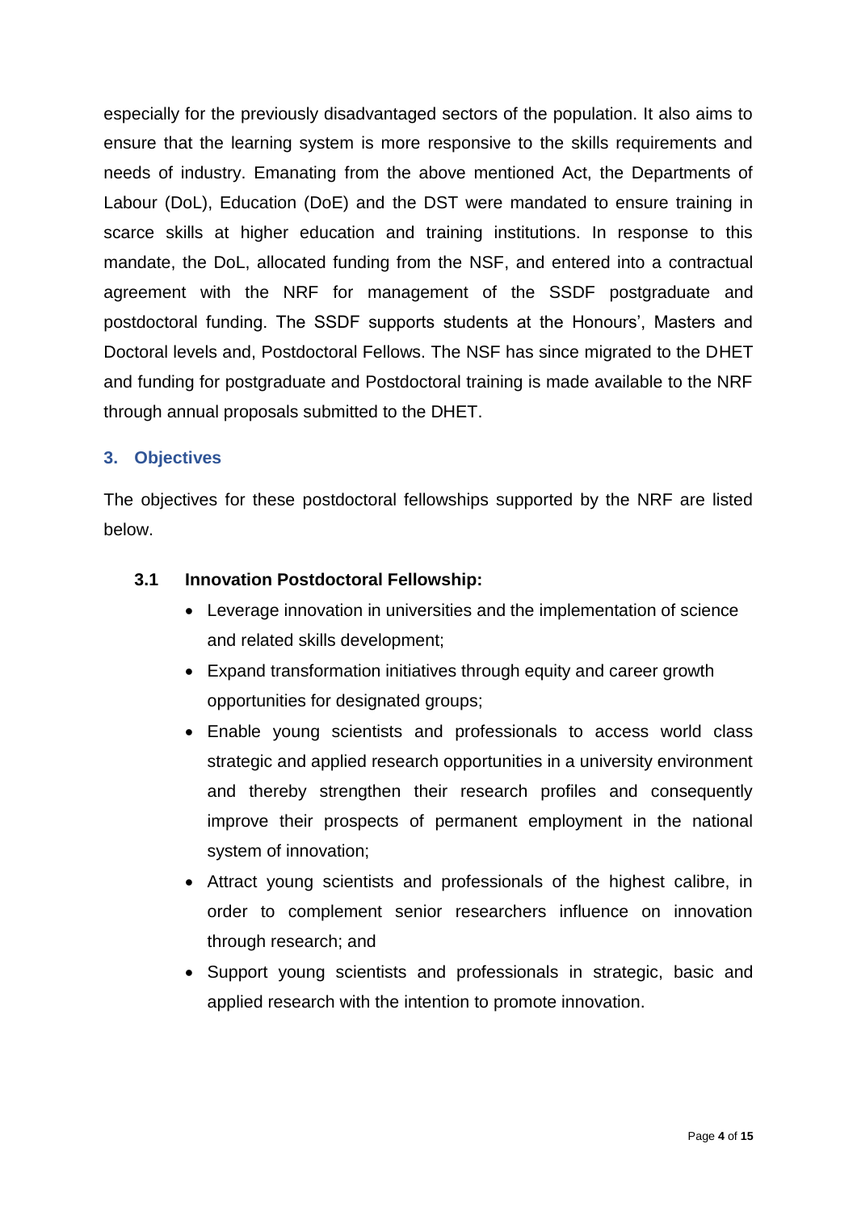especially for the previously disadvantaged sectors of the population. It also aims to ensure that the learning system is more responsive to the skills requirements and needs of industry. Emanating from the above mentioned Act, the Departments of Labour (DoL), Education (DoE) and the DST were mandated to ensure training in scarce skills at higher education and training institutions. In response to this mandate, the DoL, allocated funding from the NSF, and entered into a contractual agreement with the NRF for management of the SSDF postgraduate and postdoctoral funding. The SSDF supports students at the Honours', Masters and Doctoral levels and, Postdoctoral Fellows. The NSF has since migrated to the DHET and funding for postgraduate and Postdoctoral training is made available to the NRF through annual proposals submitted to the DHET.

## 3. Objectives

The objectives for these postdoctoral fellowships supported by the NRF are listed below.

### 3.1 Innovation Postdoctoral Fellowship:

- Leverage innovation in universities and the implementation of science and related skills development;
- Expand transformation initiatives through equity and career growth opportunities for designated groups;
- Enable young scientists and professionals to access world class strategic and applied research opportunities in a university environment and thereby strengthen their research profiles and consequently improve their prospects of permanent employment in the national system of innovation;
- Attract young scientists and professionals of the highest calibre, in order to complement senior researchers influence on innovation through research; and
- Support young scientists and professionals in strategic, basic and applied research with the intention to promote innovation.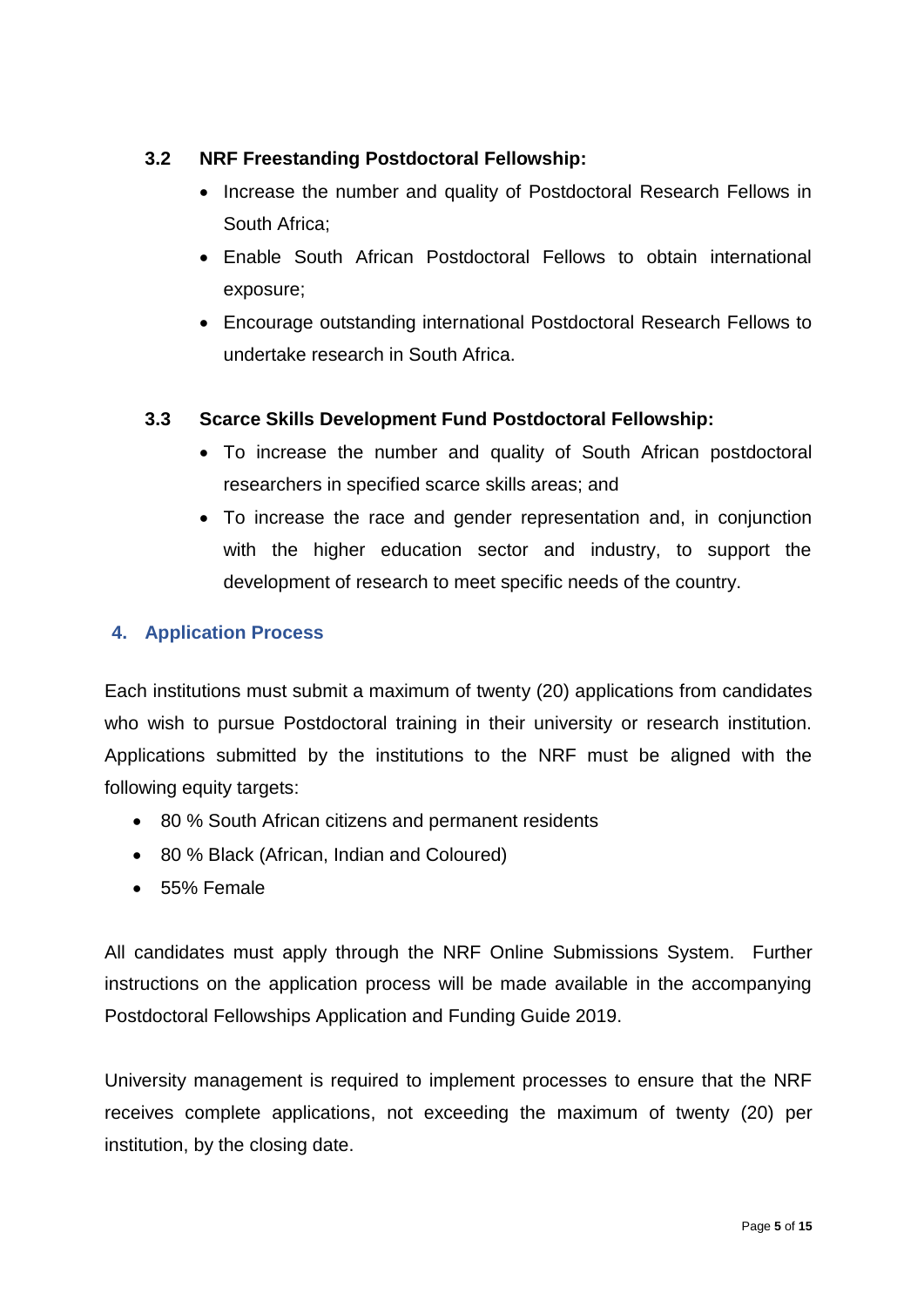### 3.2 NRF Freestanding Postdoctoral Fellowship:

- Increase the number and quality of Postdoctoral Research Fellows in South Africa;
- Enable South African Postdoctoral Fellows to obtain international exposure;
- Encourage outstanding international Postdoctoral Research Fellows to undertake research in South Africa.

### 3.3 Scarce Skills Development Fund Postdoctoral Fellowship:

- To increase the number and quality of South African postdoctoral researchers in specified scarce skills areas; and
- To increase the race and gender representation and, in conjunction with the higher education sector and industry, to support the development of research to meet specific needs of the country.

## 4. Application Process

Each institutions must submit a maximum of twenty (20) applications from candidates who wish to pursue Postdoctoral training in their university or research institution. Applications submitted by the institutions to the NRF must be aligned with the following equity targets:

- 80 % South African citizens and permanent residents
- 80 % Black (African, Indian and Coloured)
- 55% Female

All candidates must apply through the NRF Online Submissions System. Further instructions on the application process will be made available in the accompanying Postdoctoral Fellowships Application and Funding Guide 2019.

University management is required to implement processes to ensure that the NRF receives complete applications, not exceeding the maximum of twenty (20) per institution, by the closing date.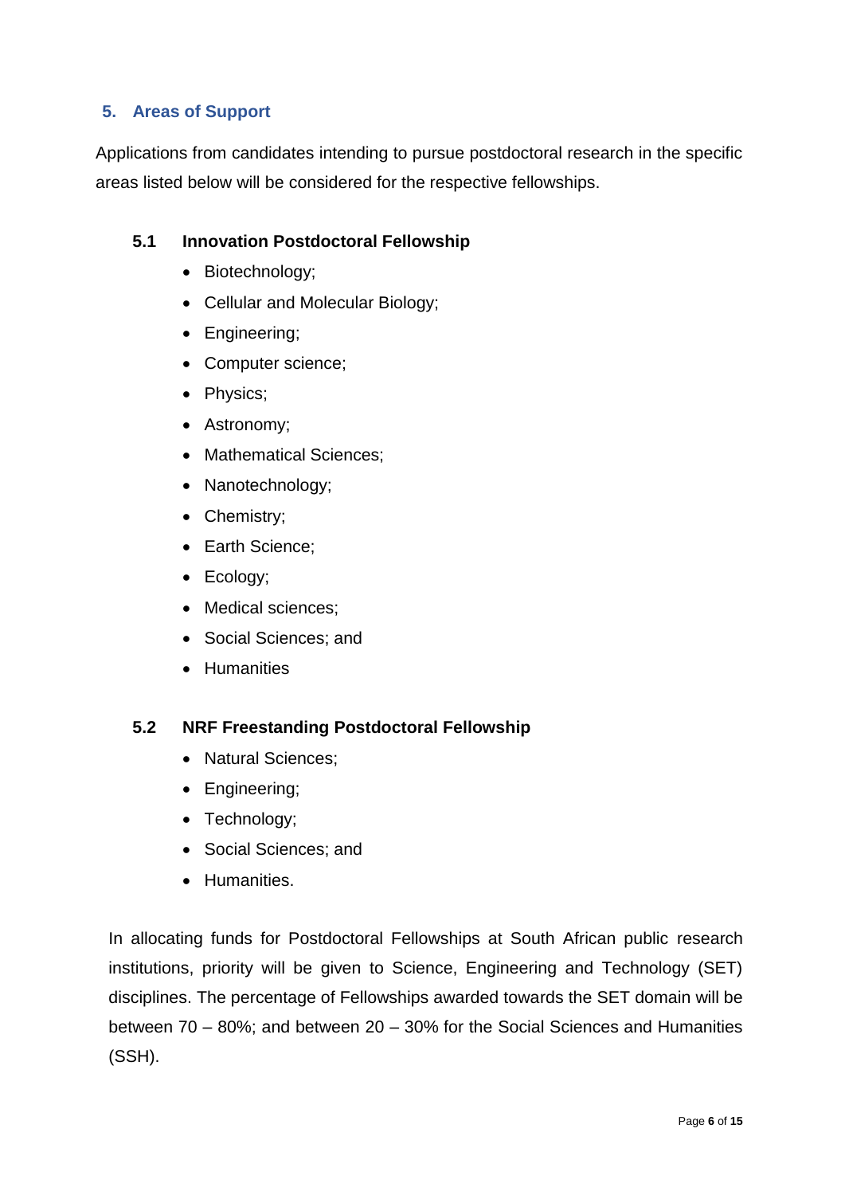## 5. Areas of Support

Applications from candidates intending to pursue postdoctoral research in the specific areas listed below will be considered for the respective fellowships.

### 5.1 Innovation Postdoctoral Fellowship

- Biotechnology;
- Cellular and Molecular Biology;
- Engineering;
- Computer science;
- Physics;
- Astronomy;
- Mathematical Sciences;
- Nanotechnology;
- Chemistry;
- Earth Science;
- Ecology;
- Medical sciences;
- Social Sciences; and
- Humanities

### 5.2 NRF Freestanding Postdoctoral Fellowship

- Natural Sciences;
- Engineering;
- Technology;
- Social Sciences; and
- Humanities.

In allocating funds for Postdoctoral Fellowships at South African public research institutions, priority will be given to Science, Engineering and Technology (SET) disciplines. The percentage of Fellowships awarded towards the SET domain will be between 70 – 80%; and between 20 – 30% for the Social Sciences and Humanities (SSH).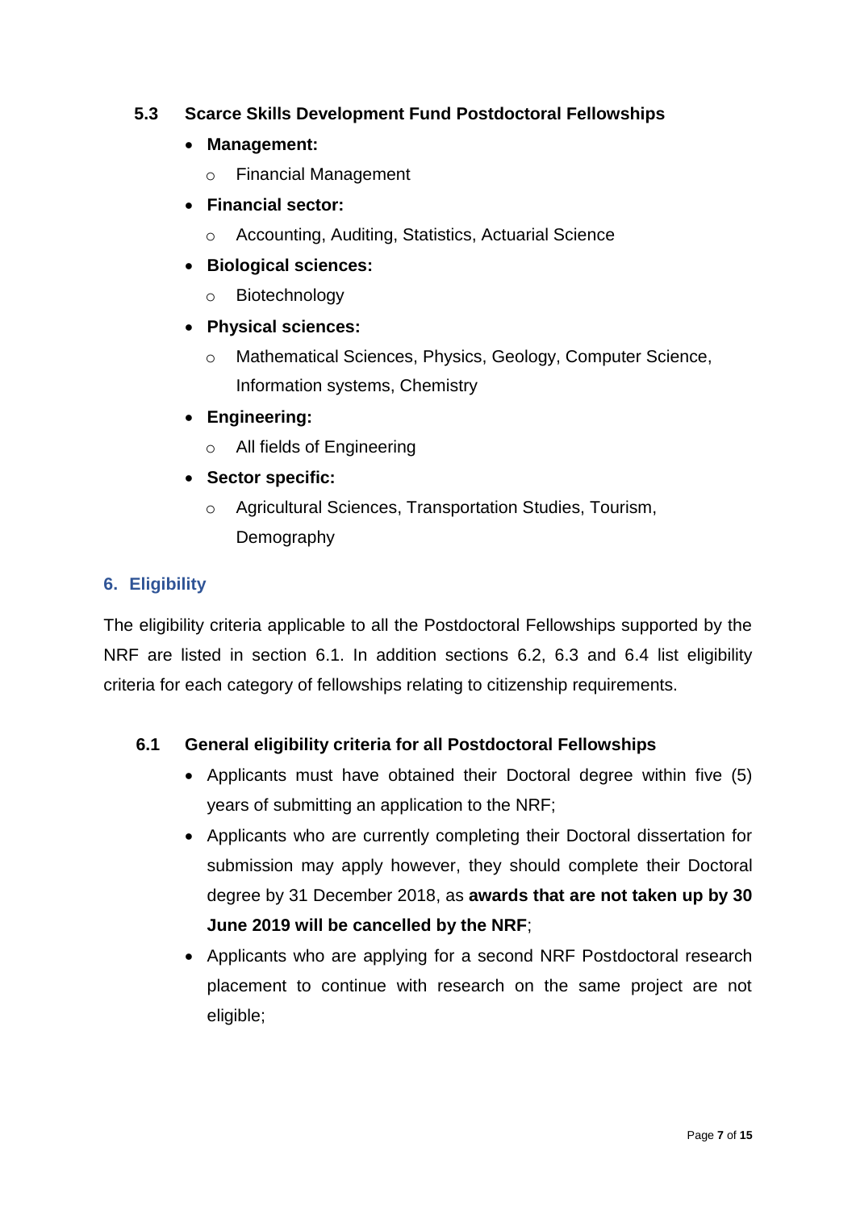### 5.3 Scarce Skills Development Fund Postdoctoral Fellowships

- **Management:**
  - Financial Management
- **Financial sector:**
  - Accounting, Auditing, Statistics, Actuarial Science
- **Biological sciences:**
  - Biotechnology
- **Physical sciences:**
  - Mathematical Sciences, Physics, Geology, Computer Science, Information systems, Chemistry
- **Engineering:**
  - All fields of Engineering
- **Sector specific:**
  - Agricultural Sciences, Transportation Studies, Tourism, Demography

## 6. Eligibility

The eligibility criteria applicable to all the Postdoctoral Fellowships supported by the NRF are listed in section 6.1. In addition sections 6.2, 6.3 and 6.4 list eligibility criteria for each category of fellowships relating to citizenship requirements.

### 6.1 General eligibility criteria for all Postdoctoral Fellowships

- Applicants must have obtained their Doctoral degree within five (5) years of submitting an application to the NRF;
- Applicants who are currently completing their Doctoral dissertation for submission may apply however, they should complete their Doctoral degree by 31 December 2018, as **awards that are not taken up by 30 June 2019 will be cancelled by the NRF**;
- Applicants who are applying for a second NRF Postdoctoral research placement to continue with research on the same project are not eligible;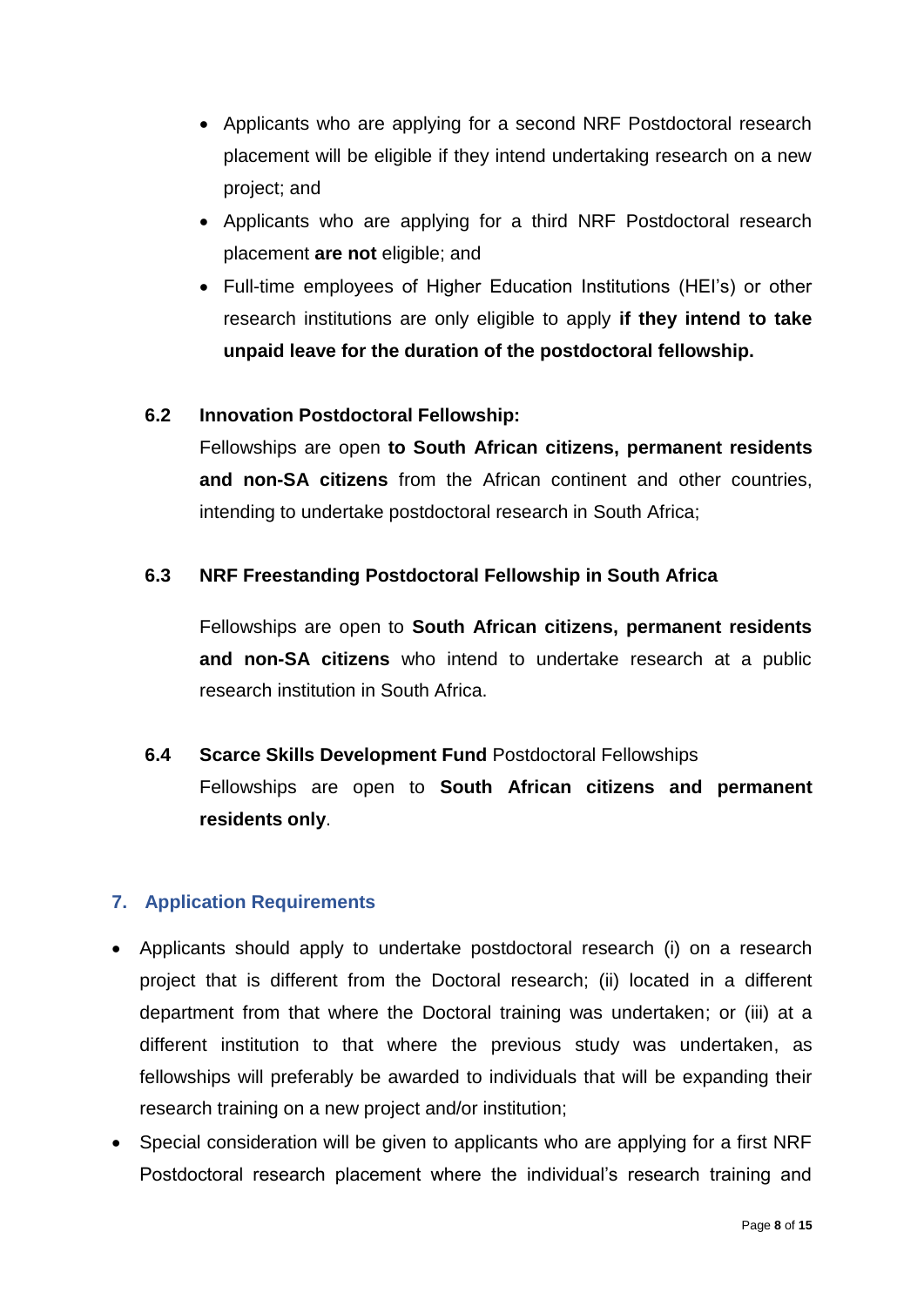- Applicants who are applying for a second NRF Postdoctoral research placement will be eligible if they intend undertaking research on a new project; and
- Applicants who are applying for a third NRF Postdoctoral research placement **are not** eligible; and
- Full-time employees of Higher Education Institutions (HEI's) or other research institutions are only eligible to apply **if they intend to take unpaid leave for the duration of the postdoctoral fellowship.**

### 6.2 Innovation Postdoctoral Fellowship:

Fellowships are open **to South African citizens, permanent residents and non-SA citizens** from the African continent and other countries, intending to undertake postdoctoral research in South Africa;

### 6.3 NRF Freestanding Postdoctoral Fellowship in South Africa

Fellowships are open to **South African citizens, permanent residents and non-SA citizens** who intend to undertake research at a public research institution in South Africa.

### 6.4 **Scarce Skills Development Fund** Postdoctoral Fellowships

Fellowships are open to **South African citizens and permanent residents only**.

## 7. Application Requirements

- Applicants should apply to undertake postdoctoral research (i) on a research project that is different from the Doctoral research; (ii) located in a different department from that where the Doctoral training was undertaken; or (iii) at a different institution to that where the previous study was undertaken, as fellowships will preferably be awarded to individuals that will be expanding their research training on a new project and/or institution;
- Special consideration will be given to applicants who are applying for a first NRF Postdoctoral research placement where the individual's research training and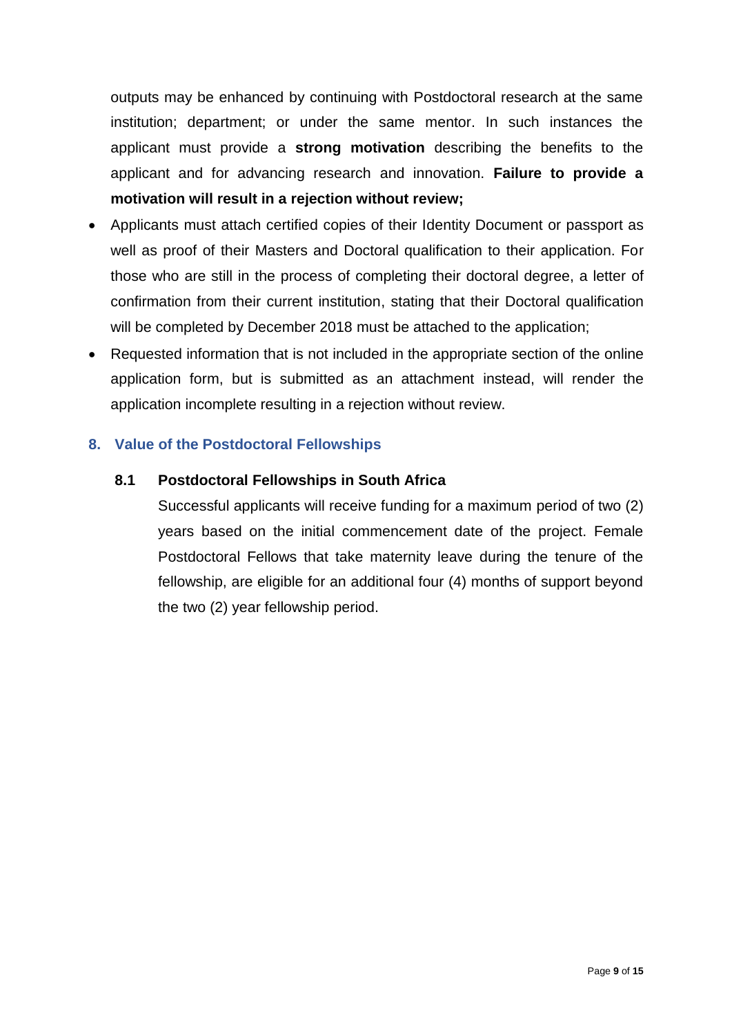outputs may be enhanced by continuing with Postdoctoral research at the same institution; department; or under the same mentor. In such instances the applicant must provide a **strong motivation** describing the benefits to the applicant and for advancing research and innovation. **Failure to provide a motivation will result in a rejection without review;**

- Applicants must attach certified copies of their Identity Document or passport as well as proof of their Masters and Doctoral qualification to their application. For those who are still in the process of completing their doctoral degree, a letter of confirmation from their current institution, stating that their Doctoral qualification will be completed by December 2018 must be attached to the application;
- Requested information that is not included in the appropriate section of the online application form, but is submitted as an attachment instead, will render the application incomplete resulting in a rejection without review.

## 8. Value of the Postdoctoral Fellowships

### 8.1 Postdoctoral Fellowships in South Africa

Successful applicants will receive funding for a maximum period of two (2) years based on the initial commencement date of the project. Female Postdoctoral Fellows that take maternity leave during the tenure of the fellowship, are eligible for an additional four (4) months of support beyond the two (2) year fellowship period.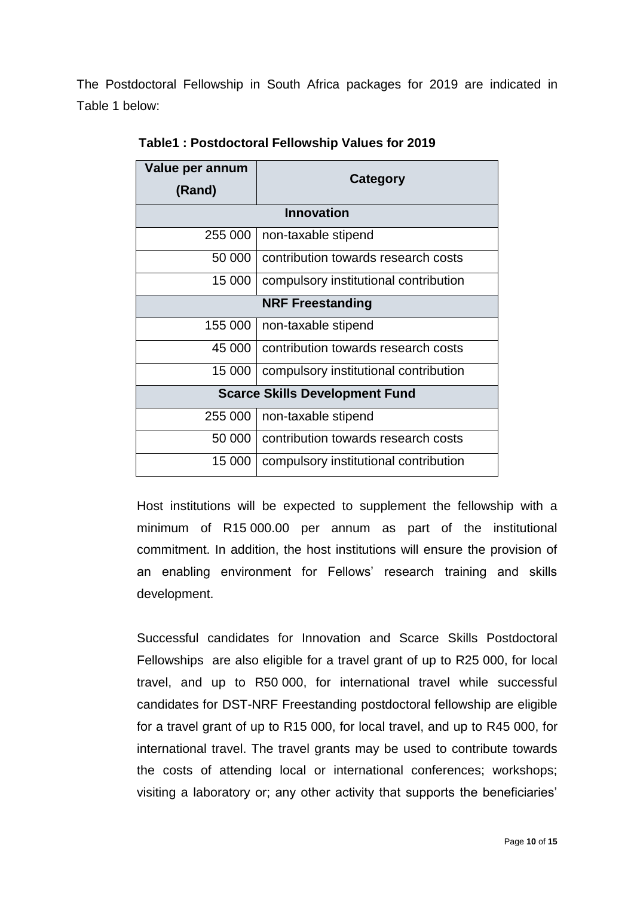The Postdoctoral Fellowship in South Africa packages for 2019 are indicated in Table 1 below:

**Table1 : Postdoctoral Fellowship Values for 2019**

| Value per annum (Rand) | Category |
|---:|---|
| **Innovation** | |
| 255 000 | non-taxable stipend |
| 50 000 | contribution towards research costs |
| 15 000 | compulsory institutional contribution |
| **NRF Freestanding** | |
| 155 000 | non-taxable stipend |
| 45 000 | contribution towards research costs |
| 15 000 | compulsory institutional contribution |
| **Scarce Skills Development Fund** | |
| 255 000 | non-taxable stipend |
| 50 000 | contribution towards research costs |
| 15 000 | compulsory institutional contribution |

Host institutions will be expected to supplement the fellowship with a minimum of R15 000.00 per annum as part of the institutional commitment. In addition, the host institutions will ensure the provision of an enabling environment for Fellows' research training and skills development.

Successful candidates for Innovation and Scarce Skills Postdoctoral Fellowships are also eligible for a travel grant of up to R25 000, for local travel, and up to R50 000, for international travel while successful candidates for DST-NRF Freestanding postdoctoral fellowship are eligible for a travel grant of up to R15 000, for local travel, and up to R45 000, for international travel. The travel grants may be used to contribute towards the costs of attending local or international conferences; workshops; visiting a laboratory or; any other activity that supports the beneficiaries'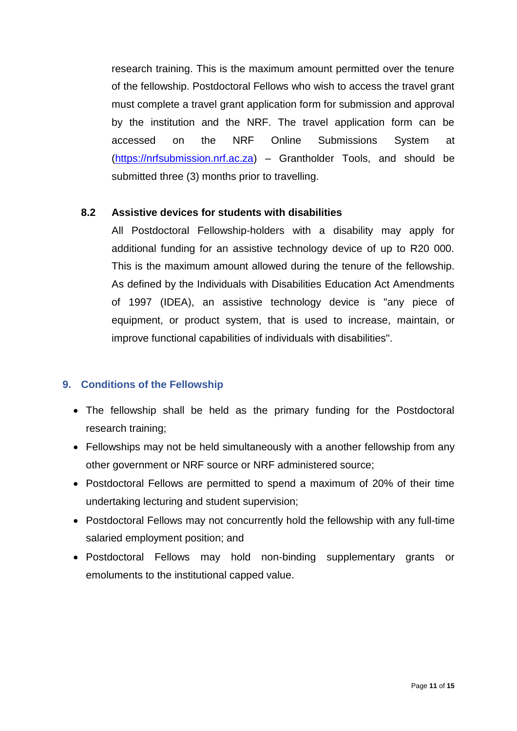research training. This is the maximum amount permitted over the tenure of the fellowship. Postdoctoral Fellows who wish to access the travel grant must complete a travel grant application form for submission and approval by the institution and the NRF. The travel application form can be accessed on the NRF Online Submissions System at (https://nrfsubmission.nrf.ac.za) – Grantholder Tools, and should be submitted three (3) months prior to travelling.

### 8.2 Assistive devices for students with disabilities

All Postdoctoral Fellowship-holders with a disability may apply for additional funding for an assistive technology device of up to R20 000. This is the maximum amount allowed during the tenure of the fellowship. As defined by the Individuals with Disabilities Education Act Amendments of 1997 (IDEA), an assistive technology device is "any piece of equipment, or product system, that is used to increase, maintain, or improve functional capabilities of individuals with disabilities".

## 9. Conditions of the Fellowship

- The fellowship shall be held as the primary funding for the Postdoctoral research training;
- Fellowships may not be held simultaneously with a another fellowship from any other government or NRF source or NRF administered source;
- Postdoctoral Fellows are permitted to spend a maximum of 20% of their time undertaking lecturing and student supervision;
- Postdoctoral Fellows may not concurrently hold the fellowship with any full-time salaried employment position; and
- Postdoctoral Fellows may hold non-binding supplementary grants or emoluments to the institutional capped value.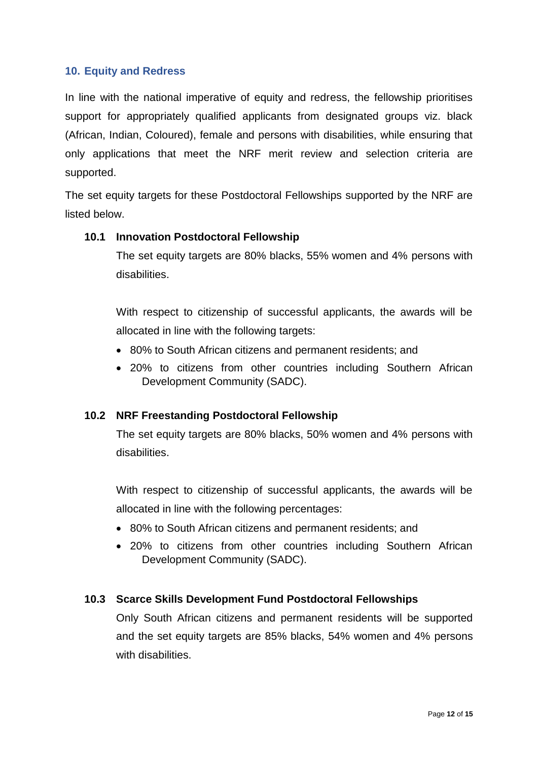## 10. Equity and Redress

In line with the national imperative of equity and redress, the fellowship prioritises support for appropriately qualified applicants from designated groups viz. black (African, Indian, Coloured), female and persons with disabilities, while ensuring that only applications that meet the NRF merit review and selection criteria are supported.

The set equity targets for these Postdoctoral Fellowships supported by the NRF are listed below.

### 10.1 Innovation Postdoctoral Fellowship

The set equity targets are 80% blacks, 55% women and 4% persons with disabilities.

With respect to citizenship of successful applicants, the awards will be allocated in line with the following targets:

- 80% to South African citizens and permanent residents; and
- 20% to citizens from other countries including Southern African Development Community (SADC).

### 10.2 NRF Freestanding Postdoctoral Fellowship

The set equity targets are 80% blacks, 50% women and 4% persons with disabilities.

With respect to citizenship of successful applicants, the awards will be allocated in line with the following percentages:

- 80% to South African citizens and permanent residents; and
- 20% to citizens from other countries including Southern African Development Community (SADC).

### 10.3 Scarce Skills Development Fund Postdoctoral Fellowships

Only South African citizens and permanent residents will be supported and the set equity targets are 85% blacks, 54% women and 4% persons with disabilities.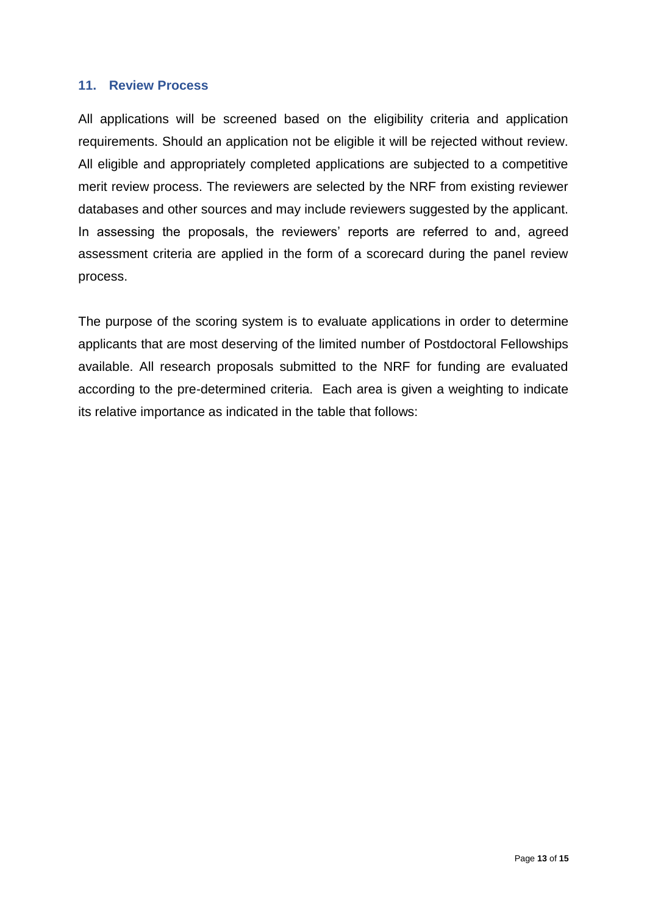## 11. Review Process

All applications will be screened based on the eligibility criteria and application requirements. Should an application not be eligible it will be rejected without review. All eligible and appropriately completed applications are subjected to a competitive merit review process. The reviewers are selected by the NRF from existing reviewer databases and other sources and may include reviewers suggested by the applicant. In assessing the proposals, the reviewers' reports are referred to and, agreed assessment criteria are applied in the form of a scorecard during the panel review process.

The purpose of the scoring system is to evaluate applications in order to determine applicants that are most deserving of the limited number of Postdoctoral Fellowships available. All research proposals submitted to the NRF for funding are evaluated according to the pre-determined criteria. Each area is given a weighting to indicate its relative importance as indicated in the table that follows: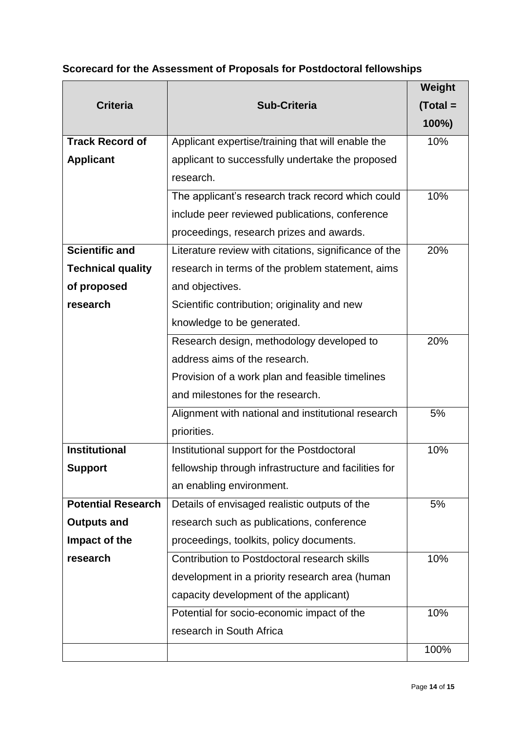**Scorecard for the Assessment of Proposals for Postdoctoral fellowships**

| Criteria | Sub-Criteria | Weight (Total = 100%) |
|---|---|---|
| **Track Record of Applicant** | Applicant expertise/training that will enable the applicant to successfully undertake the proposed research. | 10% |
| | The applicant's research track record which could include peer reviewed publications, conference proceedings, research prizes and awards. | 10% |
| **Scientific and Technical quality of proposed research** | Literature review with citations, significance of the research in terms of the problem statement, aims and objectives.<br>Scientific contribution; originality and new knowledge to be generated. | 20% |
| | Research design, methodology developed to address aims of the research.<br>Provision of a work plan and feasible timelines and milestones for the research. | 20% |
| | Alignment with national and institutional research priorities. | 5% |
| **Institutional Support** | Institutional support for the Postdoctoral fellowship through infrastructure and facilities for an enabling environment. | 10% |
| **Potential Research Outputs and Impact of the research** | Details of envisaged realistic outputs of the research such as publications, conference proceedings, toolkits, policy documents. | 5% |
| | Contribution to Postdoctoral research skills development in a priority research area (human capacity development of the applicant) | 10% |
| | Potential for socio-economic impact of the research in South Africa | 10% |
| | | 100% |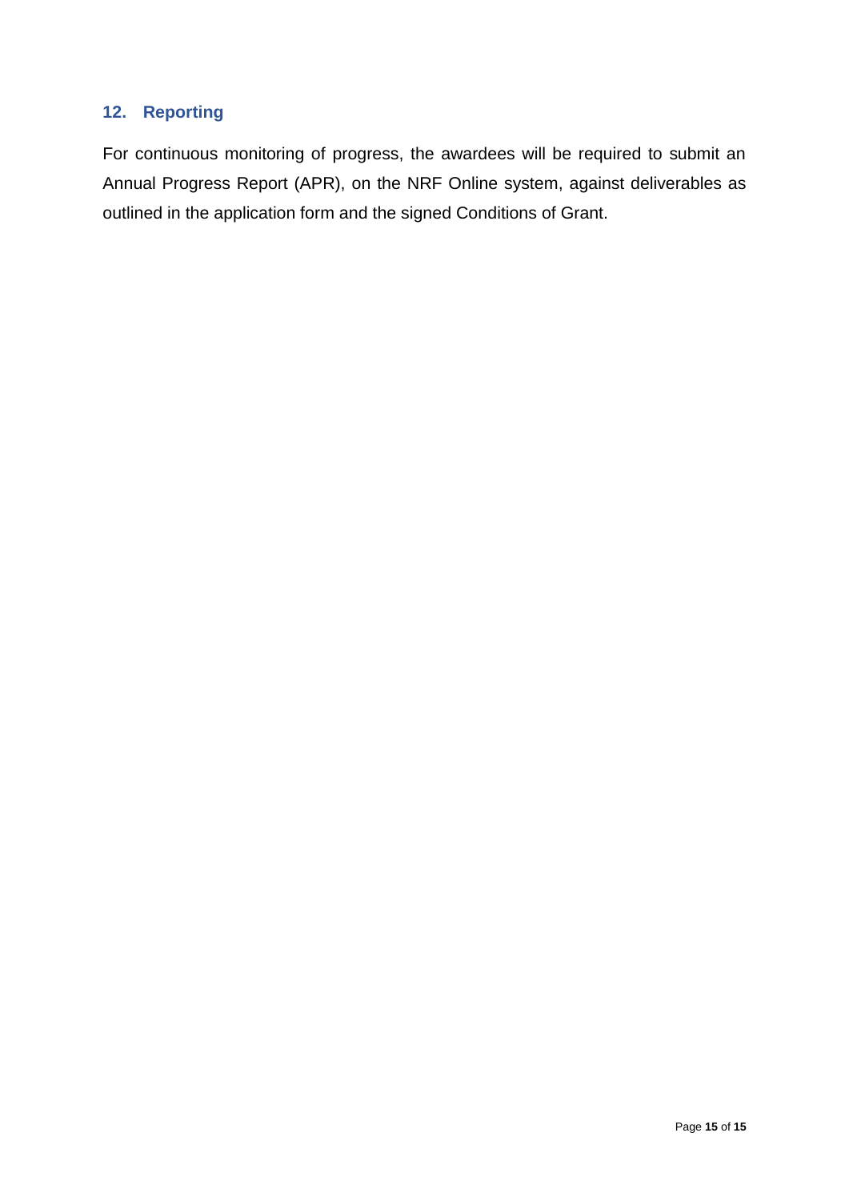## 12. Reporting

For continuous monitoring of progress, the awardees will be required to submit an Annual Progress Report (APR), on the NRF Online system, against deliverables as outlined in the application form and the signed Conditions of Grant.